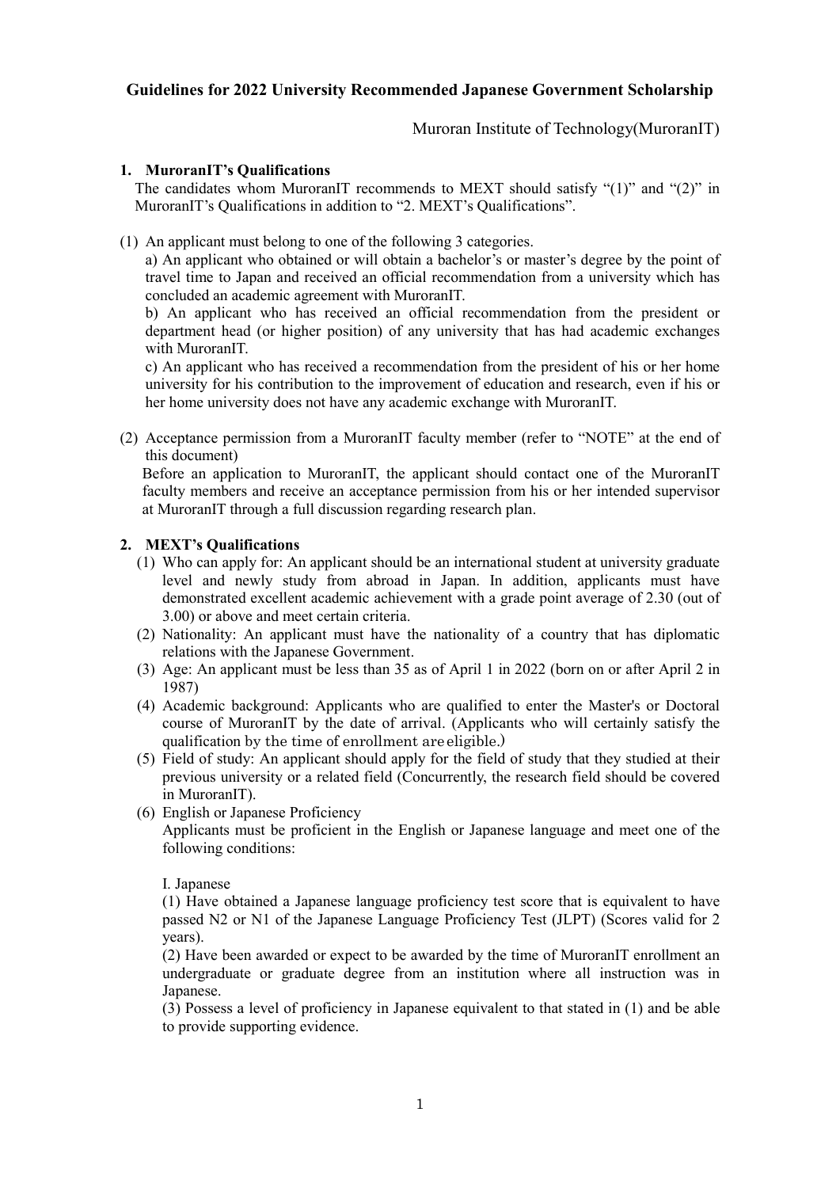# Guidelines for 2022 University Recommended Japanese Government Scholarship

Muroran Institute of Technology(MuroranIT)

## 1. MuroranIT's Qualifications

The candidates whom MuroranIT recommends to MEXT should satisfy "(1)" and "(2)" in MuroranIT's Qualifications in addition to "2. MEXT's Qualifications".

(1) An applicant must belong to one of the following 3 categories.

a) An applicant who obtained or will obtain a bachelor's or master's degree by the point of travel time to Japan and received an official recommendation from a university which has concluded an academic agreement with MuroranIT.

b) An applicant who has received an official recommendation from the president or department head (or higher position) of any university that has had academic exchanges with MuroranIT.

c) An applicant who has received a recommendation from the president of his or her home university for his contribution to the improvement of education and research, even if his or her home university does not have any academic exchange with MuroranIT.

(2) Acceptance permission from a MuroranIT faculty member (refer to "NOTE" at the end of this document)

Before an application to MuroranIT, the applicant should contact one of the MuroranIT faculty members and receive an acceptance permission from his or her intended supervisor at MuroranIT through a full discussion regarding research plan.

## 2. MEXT's Qualifications

(1) Who can apply for: An applicant should be an international student at university graduate level and newly study from abroad in Japan. In addition, applicants must have demonstrated excellent academic achievement with a grade point average of 2.30 (out of 3.00) or above and meet certain criteria.

(2) Nationality: An applicant must have the nationality of a country that has diplomatic relations with the Japanese Government.

(3) Age: An applicant must be less than 35 as of April 1 in 2022 (born on or after April 2 in 1987)

(4) Academic background: Applicants who are qualified to enter the Master's or Doctoral course of MuroranIT by the date of arrival. (Applicants who will certainly satisfy the qualification by the time of enrollment are eligible.)

(5) Field of study: An applicant should apply for the field of study that they studied at their previous university or a related field (Concurrently, the research field should be covered in MuroranIT).

(6) English or Japanese Proficiency

Applicants must be proficient in the English or Japanese language and meet one of the following conditions:

I. Japanese

(1) Have obtained a Japanese language proficiency test score that is equivalent to have passed N2 or N1 of the Japanese Language Proficiency Test (JLPT) (Scores valid for 2 years).

(2) Have been awarded or expect to be awarded by the time of MuroranIT enrollment an undergraduate or graduate degree from an institution where all instruction was in Japanese.

(3) Possess a level of proficiency in Japanese equivalent to that stated in (1) and be able to provide supporting evidence.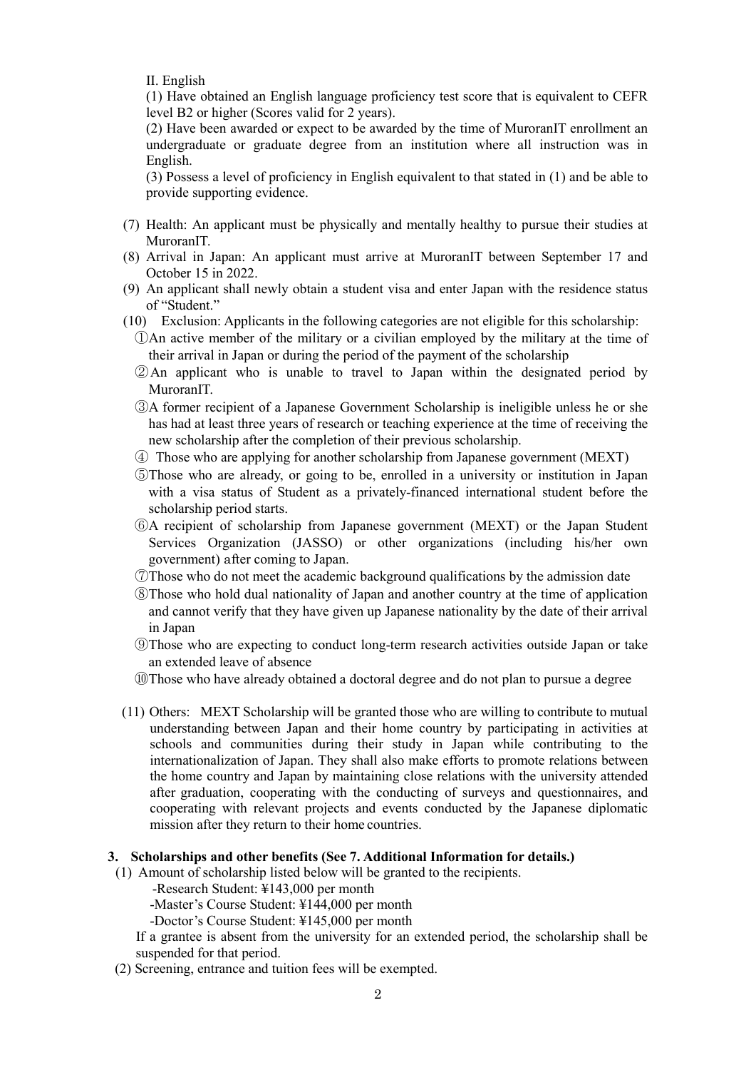II. English

(1) Have obtained an English language proficiency test score that is equivalent to CEFR level B2 or higher (Scores valid for 2 years).

(2) Have been awarded or expect to be awarded by the time of MuroranIT enrollment an undergraduate or graduate degree from an institution where all instruction was in English.

(3) Possess a level of proficiency in English equivalent to that stated in (1) and be able to provide supporting evidence.

(7) Health: An applicant must be physically and mentally healthy to pursue their studies at MuroranIT.

(8) Arrival in Japan: An applicant must arrive at MuroranIT between September 17 and October 15 in 2022.

(9) An applicant shall newly obtain a student visa and enter Japan with the residence status of "Student."

(10) Exclusion: Applicants in the following categories are not eligible for this scholarship:

①An active member of the military or a civilian employed by the military at the time of their arrival in Japan or during the period of the payment of the scholarship

②An applicant who is unable to travel to Japan within the designated period by MuroranIT.

③A former recipient of a Japanese Government Scholarship is ineligible unless he or she has had at least three years of research or teaching experience at the time of receiving the new scholarship after the completion of their previous scholarship.

④ Those who are applying for another scholarship from Japanese government (MEXT)

⑤Those who are already, or going to be, enrolled in a university or institution in Japan with a visa status of Student as a privately-financed international student before the scholarship period starts.

⑥A recipient of scholarship from Japanese government (MEXT) or the Japan Student Services Organization (JASSO) or other organizations (including his/her own government) after coming to Japan.

⑦Those who do not meet the academic background qualifications by the admission date

⑧Those who hold dual nationality of Japan and another country at the time of application and cannot verify that they have given up Japanese nationality by the date of their arrival in Japan

⑨Those who are expecting to conduct long-term research activities outside Japan or take an extended leave of absence

⑩Those who have already obtained a doctoral degree and do not plan to pursue a degree

(11) Others: MEXT Scholarship will be granted those who are willing to contribute to mutual understanding between Japan and their home country by participating in activities at schools and communities during their study in Japan while contributing to the internationalization of Japan. They shall also make efforts to promote relations between the home country and Japan by maintaining close relations with the university attended after graduation, cooperating with the conducting of surveys and questionnaires, and cooperating with relevant projects and events conducted by the Japanese diplomatic mission after they return to their home countries.

## 3. Scholarships and other benefits (See 7. Additional Information for details.)

(1) Amount of scholarship listed below will be granted to the recipients.

- Research Student: ¥143,000 per month
- Master's Course Student: ¥144,000 per month
- Doctor's Course Student: ¥145,000 per month

If a grantee is absent from the university for an extended period, the scholarship shall be suspended for that period.

(2) Screening, entrance and tuition fees will be exempted.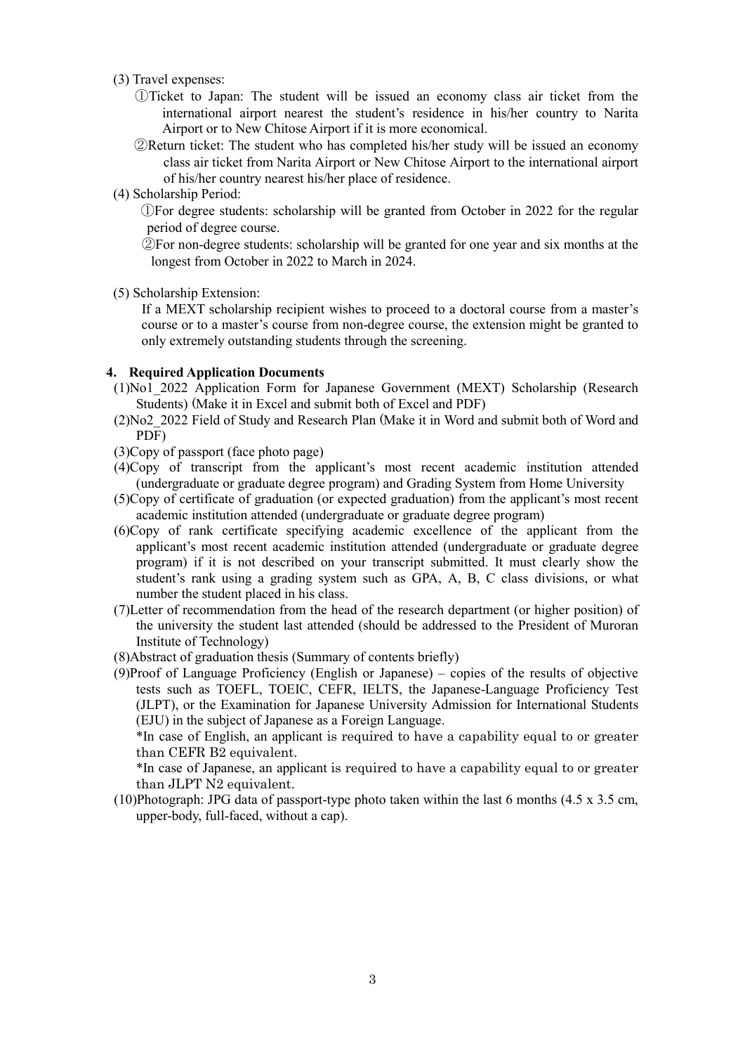(3) Travel expenses:

①Ticket to Japan: The student will be issued an economy class air ticket from the international airport nearest the student's residence in his/her country to Narita Airport or to New Chitose Airport if it is more economical.

②Return ticket: The student who has completed his/her study will be issued an economy class air ticket from Narita Airport or New Chitose Airport to the international airport of his/her country nearest his/her place of residence.

(4) Scholarship Period:

①For degree students: scholarship will be granted from October in 2022 for the regular period of degree course.

②For non-degree students: scholarship will be granted for one year and six months at the longest from October in 2022 to March in 2024.

(5) Scholarship Extension:

If a MEXT scholarship recipient wishes to proceed to a doctoral course from a master's course or to a master's course from non-degree course, the extension might be granted to only extremely outstanding students through the screening.

**4. Required Application Documents**

(1)No1_2022 Application Form for Japanese Government (MEXT) Scholarship (Research Students) (Make it in Excel and submit both of Excel and PDF)

(2)No2_2022 Field of Study and Research Plan (Make it in Word and submit both of Word and PDF)

(3)Copy of passport (face photo page)

(4)Copy of transcript from the applicant's most recent academic institution attended (undergraduate or graduate degree program) and Grading System from Home University

(5)Copy of certificate of graduation (or expected graduation) from the applicant's most recent academic institution attended (undergraduate or graduate degree program)

(6)Copy of rank certificate specifying academic excellence of the applicant from the applicant's most recent academic institution attended (undergraduate or graduate degree program) if it is not described on your transcript submitted. It must clearly show the student's rank using a grading system such as GPA, A, B, C class divisions, or what number the student placed in his class.

(7)Letter of recommendation from the head of the research department (or higher position) of the university the student last attended (should be addressed to the President of Muroran Institute of Technology)

(8)Abstract of graduation thesis (Summary of contents briefly)

(9)Proof of Language Proficiency (English or Japanese) – copies of the results of objective tests such as TOEFL, TOEIC, CEFR, IELTS, the Japanese-Language Proficiency Test (JLPT), or the Examination for Japanese University Admission for International Students (EJU) in the subject of Japanese as a Foreign Language.

*In case of English, an applicant is required to have a capability equal to or greater than CEFR B2 equivalent.

*In case of Japanese, an applicant is required to have a capability equal to or greater than JLPT N2 equivalent.

(10)Photograph: JPG data of passport-type photo taken within the last 6 months (4.5 x 3.5 cm, upper-body, full-faced, without a cap).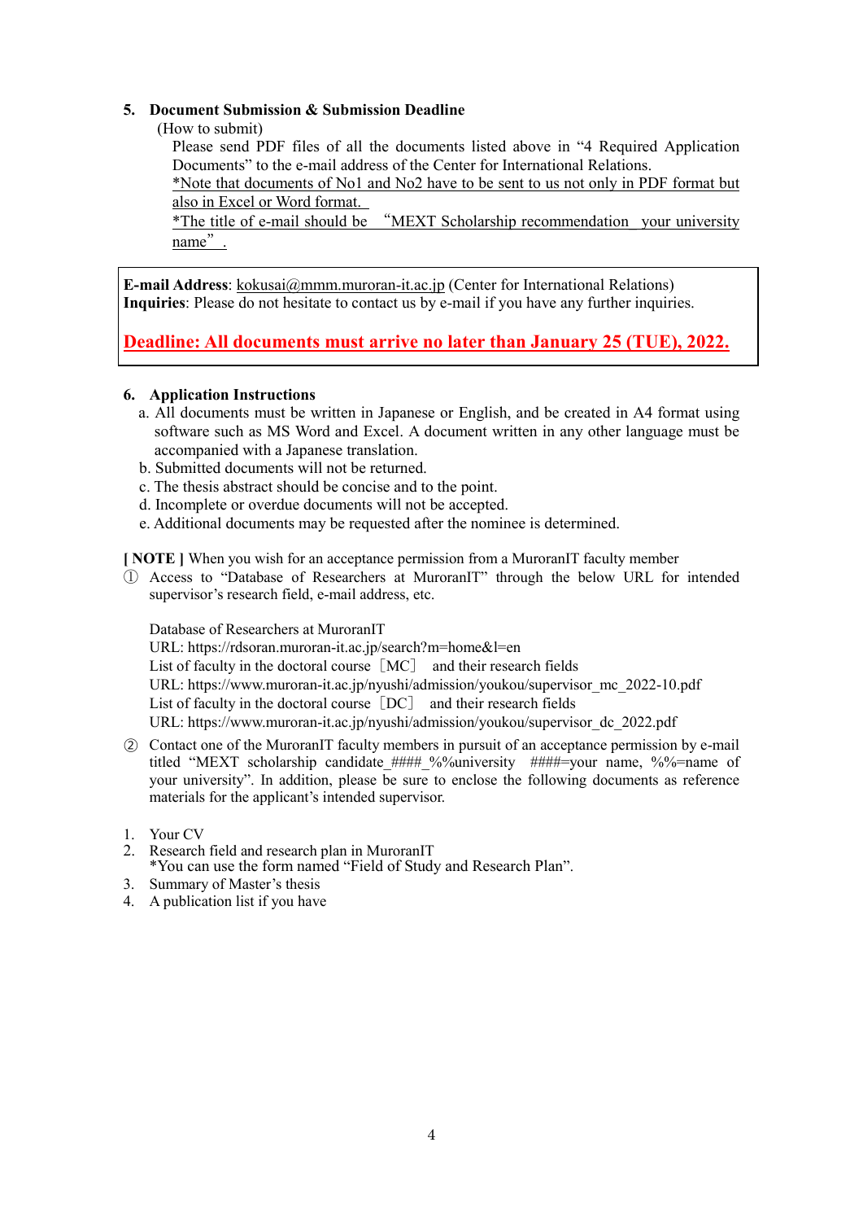## 5. Document Submission & Submission Deadline

(How to submit)

Please send PDF files of all the documents listed above in “4 Required Application Documents” to the e-mail address of the Center for International Relations.

*Note that documents of No1 and No2 have to be sent to us not only in PDF format but also in Excel or Word format.

*The title of e-mail should be “MEXT Scholarship recommendation_ your university name”.

**E-mail Address**: kokusai@mmm.muroran-it.ac.jp (Center for International Relations)
**Inquiries**: Please do not hesitate to contact us by e-mail if you have any further inquiries.

**Deadline: All documents must arrive no later than January 25 (TUE), 2022.**

## 6. Application Instructions

a. All documents must be written in Japanese or English, and be created in A4 format using software such as MS Word and Excel. A document written in any other language must be accompanied with a Japanese translation.
b. Submitted documents will not be returned.
c. The thesis abstract should be concise and to the point.
d. Incomplete or overdue documents will not be accepted.
e. Additional documents may be requested after the nominee is determined.

**[ NOTE ]** When you wish for an acceptance permission from a MuroranIT faculty member

① Access to “Database of Researchers at MuroranIT” through the below URL for intended supervisor’s research field, e-mail address, etc.

Database of Researchers at MuroranIT
URL: https://rdsoran.muroran-it.ac.jp/search?m=home&l=en
List of faculty in the doctoral course［MC］ and their research fields
URL: https://www.muroran-it.ac.jp/nyushi/admission/youkou/supervisor_mc_2022-10.pdf
List of faculty in the doctoral course［DC］ and their research fields
URL: https://www.muroran-it.ac.jp/nyushi/admission/youkou/supervisor_dc_2022.pdf

② Contact one of the MuroranIT faculty members in pursuit of an acceptance permission by e-mail titled “MEXT scholarship candidate_####_%%university ####=your name, %%=name of your university”. In addition, please be sure to enclose the following documents as reference materials for the applicant’s intended supervisor.

1. Your CV
2. Research field and research plan in MuroranIT
   *You can use the form named “Field of Study and Research Plan”.
3. Summary of Master’s thesis
4. A publication list if you have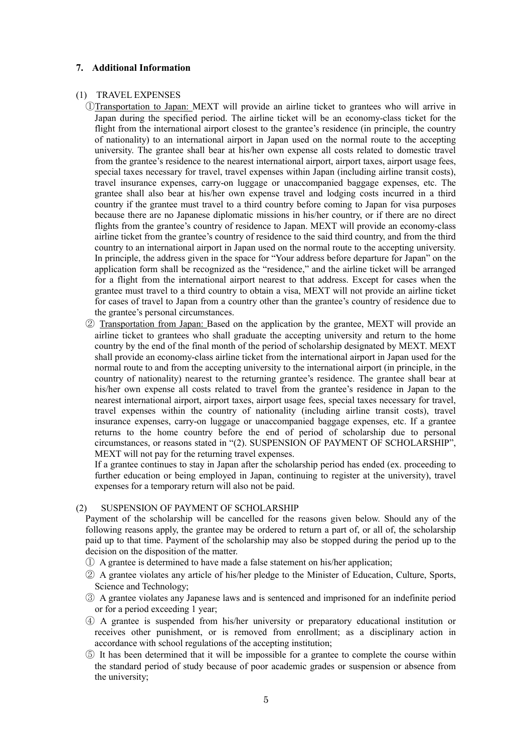## 7. Additional Information

### (1) TRAVEL EXPENSES

① Transportation to Japan: MEXT will provide an airline ticket to grantees who will arrive in Japan during the specified period. The airline ticket will be an economy-class ticket for the flight from the international airport closest to the grantee's residence (in principle, the country of nationality) to an international airport in Japan used on the normal route to the accepting university. The grantee shall bear at his/her own expense all costs related to domestic travel from the grantee's residence to the nearest international airport, airport taxes, airport usage fees, special taxes necessary for travel, travel expenses within Japan (including airline transit costs), travel insurance expenses, carry-on luggage or unaccompanied baggage expenses, etc. The grantee shall also bear at his/her own expense travel and lodging costs incurred in a third country if the grantee must travel to a third country before coming to Japan for visa purposes because there are no Japanese diplomatic missions in his/her country, or if there are no direct flights from the grantee's country of residence to Japan. MEXT will provide an economy-class airline ticket from the grantee's country of residence to the said third country, and from the third country to an international airport in Japan used on the normal route to the accepting university. In principle, the address given in the space for "Your address before departure for Japan" on the application form shall be recognized as the "residence," and the airline ticket will be arranged for a flight from the international airport nearest to that address. Except for cases when the grantee must travel to a third country to obtain a visa, MEXT will not provide an airline ticket for cases of travel to Japan from a country other than the grantee's country of residence due to the grantee's personal circumstances.

② Transportation from Japan: Based on the application by the grantee, MEXT will provide an airline ticket to grantees who shall graduate the accepting university and return to the home country by the end of the final month of the period of scholarship designated by MEXT. MEXT shall provide an economy-class airline ticket from the international airport in Japan used for the normal route to and from the accepting university to the international airport (in principle, in the country of nationality) nearest to the returning grantee's residence. The grantee shall bear at his/her own expense all costs related to travel from the grantee's residence in Japan to the nearest international airport, airport taxes, airport usage fees, special taxes necessary for travel, travel expenses within the country of nationality (including airline transit costs), travel insurance expenses, carry-on luggage or unaccompanied baggage expenses, etc. If a grantee returns to the home country before the end of period of scholarship due to personal circumstances, or reasons stated in "(2). SUSPENSION OF PAYMENT OF SCHOLARSHIP", MEXT will not pay for the returning travel expenses.

If a grantee continues to stay in Japan after the scholarship period has ended (ex. proceeding to further education or being employed in Japan, continuing to register at the university), travel expenses for a temporary return will also not be paid.

### (2) SUSPENSION OF PAYMENT OF SCHOLARSHIP

Payment of the scholarship will be cancelled for the reasons given below. Should any of the following reasons apply, the grantee may be ordered to return a part of, or all of, the scholarship paid up to that time. Payment of the scholarship may also be stopped during the period up to the decision on the disposition of the matter.

① A grantee is determined to have made a false statement on his/her application;

② A grantee violates any article of his/her pledge to the Minister of Education, Culture, Sports, Science and Technology;

③ A grantee violates any Japanese laws and is sentenced and imprisoned for an indefinite period or for a period exceeding 1 year;

④ A grantee is suspended from his/her university or preparatory educational institution or receives other punishment, or is removed from enrollment; as a disciplinary action in accordance with school regulations of the accepting institution;

⑤ It has been determined that it will be impossible for a grantee to complete the course within the standard period of study because of poor academic grades or suspension or absence from the university;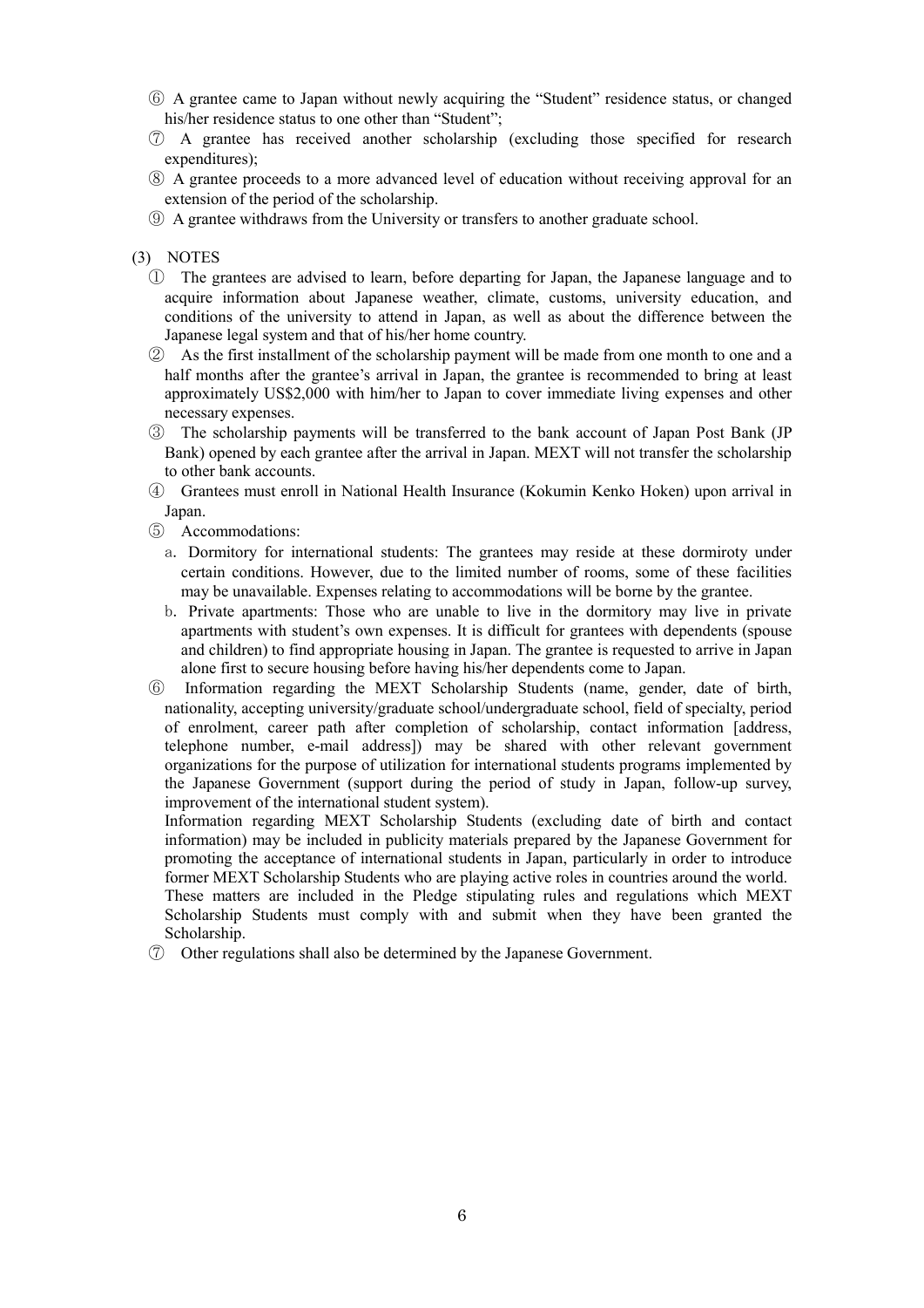⑥ A grantee came to Japan without newly acquiring the "Student" residence status, or changed his/her residence status to one other than "Student";

⑦ A grantee has received another scholarship (excluding those specified for research expenditures);

⑧ A grantee proceeds to a more advanced level of education without receiving approval for an extension of the period of the scholarship.

⑨ A grantee withdraws from the University or transfers to another graduate school.

(3) NOTES

① The grantees are advised to learn, before departing for Japan, the Japanese language and to acquire information about Japanese weather, climate, customs, university education, and conditions of the university to attend in Japan, as well as about the difference between the Japanese legal system and that of his/her home country.

② As the first installment of the scholarship payment will be made from one month to one and a half months after the grantee's arrival in Japan, the grantee is recommended to bring at least approximately US$2,000 with him/her to Japan to cover immediate living expenses and other necessary expenses.

③ The scholarship payments will be transferred to the bank account of Japan Post Bank (JP Bank) opened by each grantee after the arrival in Japan. MEXT will not transfer the scholarship to other bank accounts.

④ Grantees must enroll in National Health Insurance (Kokumin Kenko Hoken) upon arrival in Japan.

⑤ Accommodations:

a. Dormitory for international students: The grantees may reside at these dormiroty under certain conditions. However, due to the limited number of rooms, some of these facilities may be unavailable. Expenses relating to accommodations will be borne by the grantee.

b. Private apartments: Those who are unable to live in the dormitory may live in private apartments with student's own expenses. It is difficult for grantees with dependents (spouse and children) to find appropriate housing in Japan. The grantee is requested to arrive in Japan alone first to secure housing before having his/her dependents come to Japan.

⑥ Information regarding the MEXT Scholarship Students (name, gender, date of birth, nationality, accepting university/graduate school/undergraduate school, field of specialty, period of enrolment, career path after completion of scholarship, contact information [address, telephone number, e-mail address]) may be shared with other relevant government organizations for the purpose of utilization for international students programs implemented by the Japanese Government (support during the period of study in Japan, follow-up survey, improvement of the international student system).

Information regarding MEXT Scholarship Students (excluding date of birth and contact information) may be included in publicity materials prepared by the Japanese Government for promoting the acceptance of international students in Japan, particularly in order to introduce former MEXT Scholarship Students who are playing active roles in countries around the world.

These matters are included in the Pledge stipulating rules and regulations which MEXT Scholarship Students must comply with and submit when they have been granted the Scholarship.

⑦ Other regulations shall also be determined by the Japanese Government.